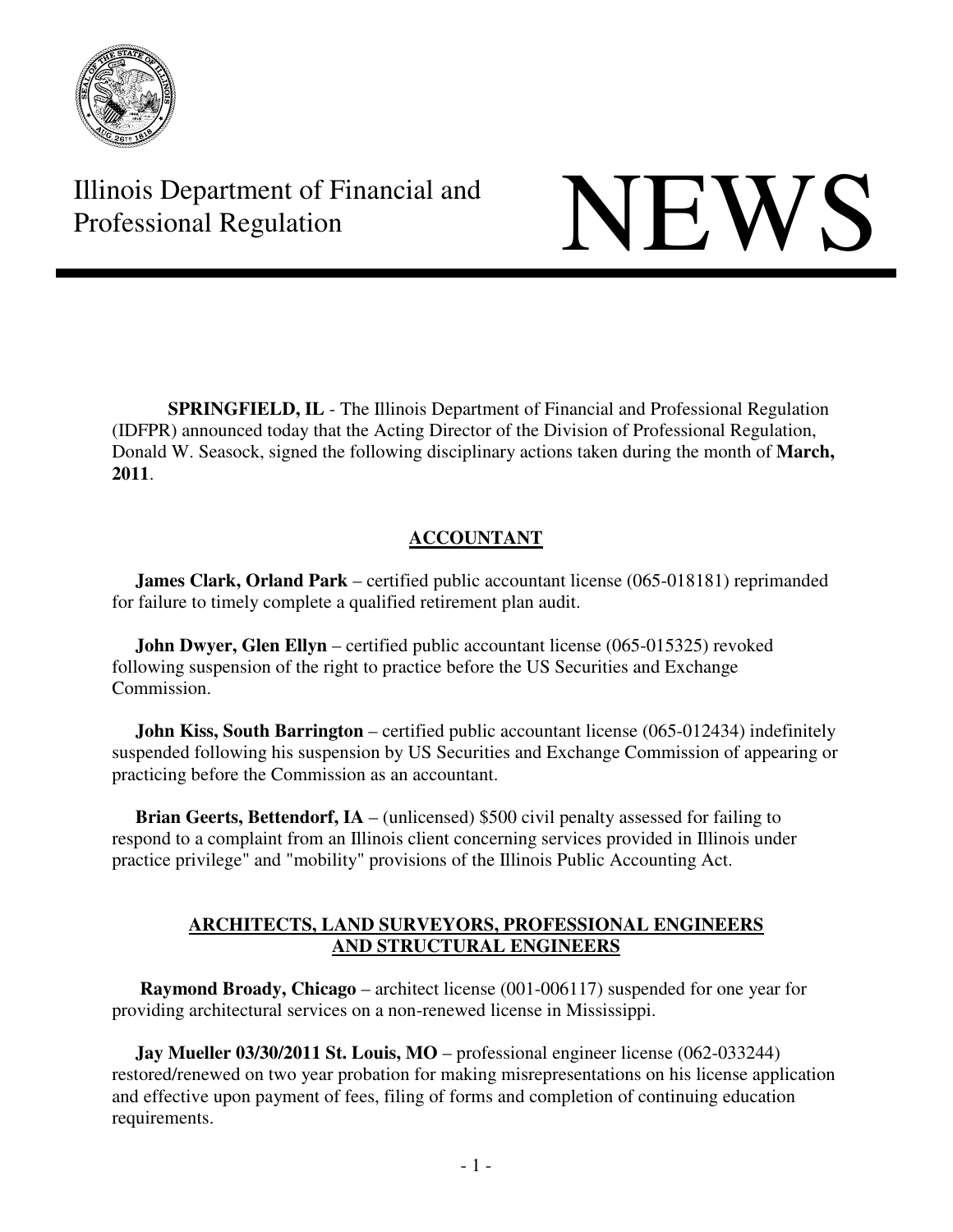Illinois Department of Financial and Professional Regulation

# NEWS

**SPRINGFIELD, IL** - The Illinois Department of Financial and Professional Regulation (IDFPR) announced today that the Acting Director of the Division of Professional Regulation, Donald W. Seasock, signed the following disciplinary actions taken during the month of **March, 2011**.

## ACCOUNTANT

**James Clark, Orland Park** – certified public accountant license (065-018181) reprimanded for failure to timely complete a qualified retirement plan audit.

**John Dwyer, Glen Ellyn** – certified public accountant license (065-015325) revoked following suspension of the right to practice before the US Securities and Exchange Commission.

**John Kiss, South Barrington** – certified public accountant license (065-012434) indefinitely suspended following his suspension by US Securities and Exchange Commission of appearing or practicing before the Commission as an accountant.

**Brian Geerts, Bettendorf, IA** – (unlicensed) $500 civil penalty assessed for failing to respond to a complaint from an Illinois client concerning services provided in Illinois under practice privilege" and "mobility" provisions of the Illinois Public Accounting Act.

## ARCHITECTS, LAND SURVEYORS, PROFESSIONAL ENGINEERS AND STRUCTURAL ENGINEERS

**Raymond Broady, Chicago** – architect license (001-006117) suspended for one year for providing architectural services on a non-renewed license in Mississippi.

**Jay Mueller 03/30/2011 St. Louis, MO** – professional engineer license (062-033244) restored/renewed on two year probation for making misrepresentations on his license application and effective upon payment of fees, filing of forms and completion of continuing education requirements.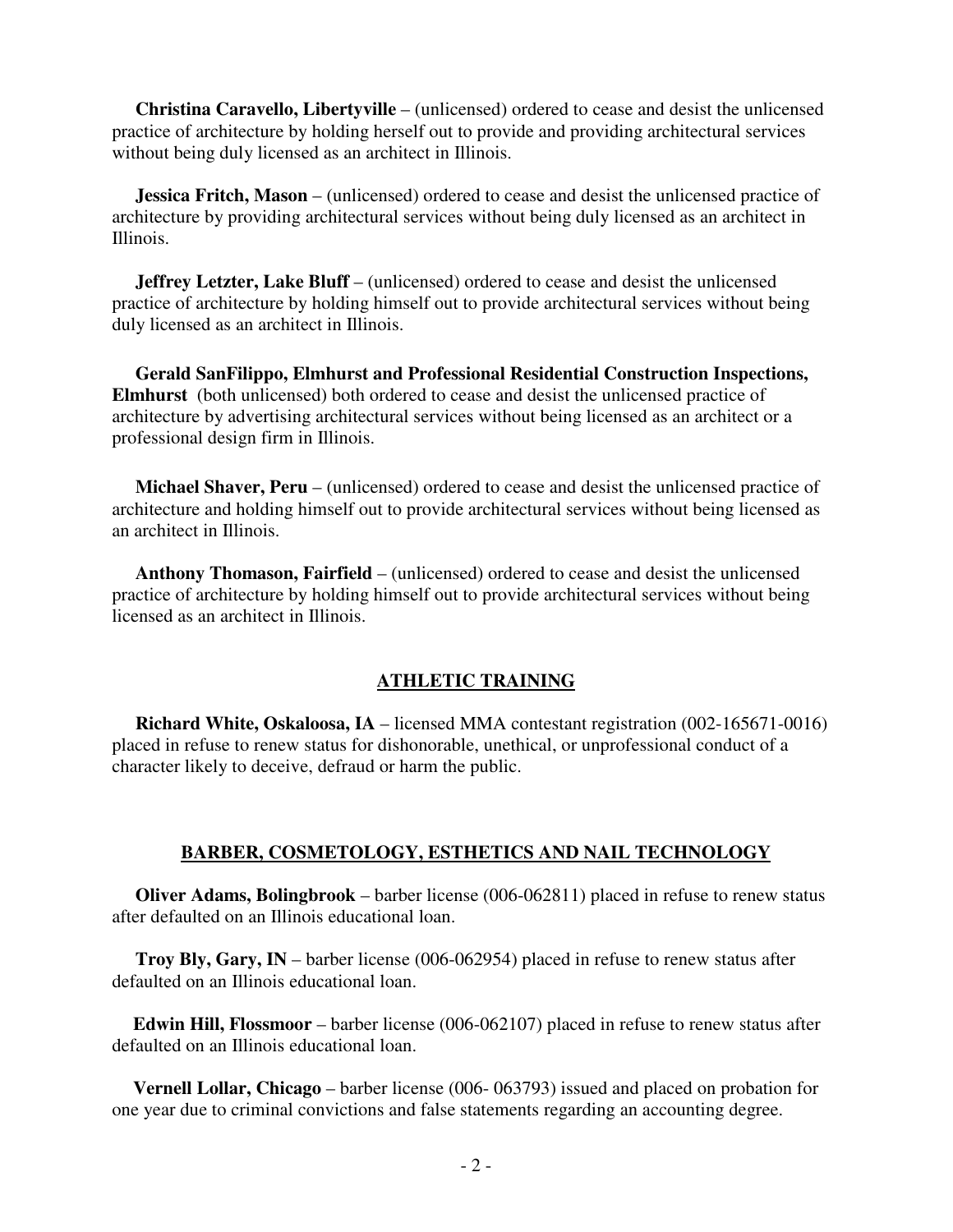**Christina Caravello, Libertyville** – (unlicensed) ordered to cease and desist the unlicensed practice of architecture by holding herself out to provide and providing architectural services without being duly licensed as an architect in Illinois.

**Jessica Fritch, Mason** – (unlicensed) ordered to cease and desist the unlicensed practice of architecture by providing architectural services without being duly licensed as an architect in Illinois.

**Jeffrey Letzter, Lake Bluff** – (unlicensed) ordered to cease and desist the unlicensed practice of architecture by holding himself out to provide architectural services without being duly licensed as an architect in Illinois.

**Gerald SanFilippo, Elmhurst and Professional Residential Construction Inspections, Elmhurst** (both unlicensed) both ordered to cease and desist the unlicensed practice of architecture by advertising architectural services without being licensed as an architect or a professional design firm in Illinois.

**Michael Shaver, Peru** – (unlicensed) ordered to cease and desist the unlicensed practice of architecture and holding himself out to provide architectural services without being licensed as an architect in Illinois.

**Anthony Thomason, Fairfield** – (unlicensed) ordered to cease and desist the unlicensed practice of architecture by holding himself out to provide architectural services without being licensed as an architect in Illinois.

## ATHLETIC TRAINING

**Richard White, Oskaloosa, IA** – licensed MMA contestant registration (002-165671-0016) placed in refuse to renew status for dishonorable, unethical, or unprofessional conduct of a character likely to deceive, defraud or harm the public.

## BARBER, COSMETOLOGY, ESTHETICS AND NAIL TECHNOLOGY

**Oliver Adams, Bolingbrook** – barber license (006-062811) placed in refuse to renew status after defaulted on an Illinois educational loan.

**Troy Bly, Gary, IN** – barber license (006-062954) placed in refuse to renew status after defaulted on an Illinois educational loan.

**Edwin Hill, Flossmoor** – barber license (006-062107) placed in refuse to renew status after defaulted on an Illinois educational loan.

**Vernell Lollar, Chicago** – barber license (006- 063793) issued and placed on probation for one year due to criminal convictions and false statements regarding an accounting degree.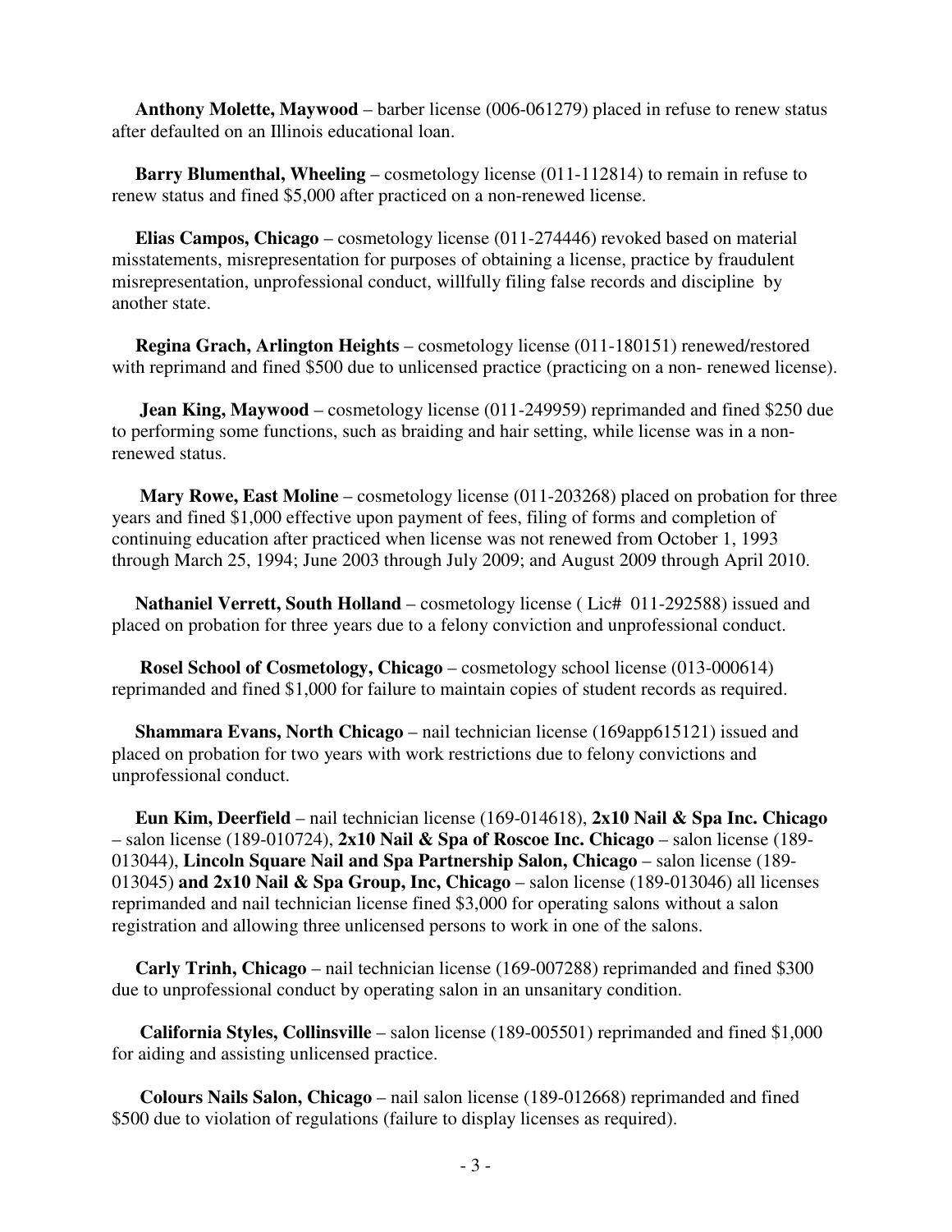**Anthony Molette, Maywood** – barber license (006-061279) placed in refuse to renew status after defaulted on an Illinois educational loan.

**Barry Blumenthal, Wheeling** – cosmetology license (011-112814) to remain in refuse to renew status and fined $5,000 after practiced on a non-renewed license.

**Elias Campos, Chicago** – cosmetology license (011-274446) revoked based on material misstatements, misrepresentation for purposes of obtaining a license, practice by fraudulent misrepresentation, unprofessional conduct, willfully filing false records and discipline by another state.

**Regina Grach, Arlington Heights** – cosmetology license (011-180151) renewed/restored with reprimand and fined $500 due to unlicensed practice (practicing on a non- renewed license).

**Jean King, Maywood** – cosmetology license (011-249959) reprimanded and fined $250 due to performing some functions, such as braiding and hair setting, while license was in a non-renewed status.

**Mary Rowe, East Moline** – cosmetology license (011-203268) placed on probation for three years and fined $1,000 effective upon payment of fees, filing of forms and completion of continuing education after practiced when license was not renewed from October 1, 1993 through March 25, 1994; June 2003 through July 2009; and August 2009 through April 2010.

**Nathaniel Verrett, South Holland** – cosmetology license ( Lic# 011-292588) issued and placed on probation for three years due to a felony conviction and unprofessional conduct.

**Rosel School of Cosmetology, Chicago** – cosmetology school license (013-000614) reprimanded and fined $1,000 for failure to maintain copies of student records as required.

**Shammara Evans, North Chicago** – nail technician license (169app615121) issued and placed on probation for two years with work restrictions due to felony convictions and unprofessional conduct.

**Eun Kim, Deerfield** – nail technician license (169-014618), **2x10 Nail & Spa Inc. Chicago** – salon license (189-010724), **2x10 Nail & Spa of Roscoe Inc. Chicago** – salon license (189-013044), **Lincoln Square Nail and Spa Partnership Salon, Chicago** – salon license (189-013045) **and 2x10 Nail & Spa Group, Inc, Chicago** – salon license (189-013046) all licenses reprimanded and nail technician license fined $3,000 for operating salons without a salon registration and allowing three unlicensed persons to work in one of the salons.

**Carly Trinh, Chicago** – nail technician license (169-007288) reprimanded and fined $300 due to unprofessional conduct by operating salon in an unsanitary condition.

**California Styles, Collinsville** – salon license (189-005501) reprimanded and fined $1,000 for aiding and assisting unlicensed practice.

**Colours Nails Salon, Chicago** – nail salon license (189-012668) reprimanded and fined $500 due to violation of regulations (failure to display licenses as required).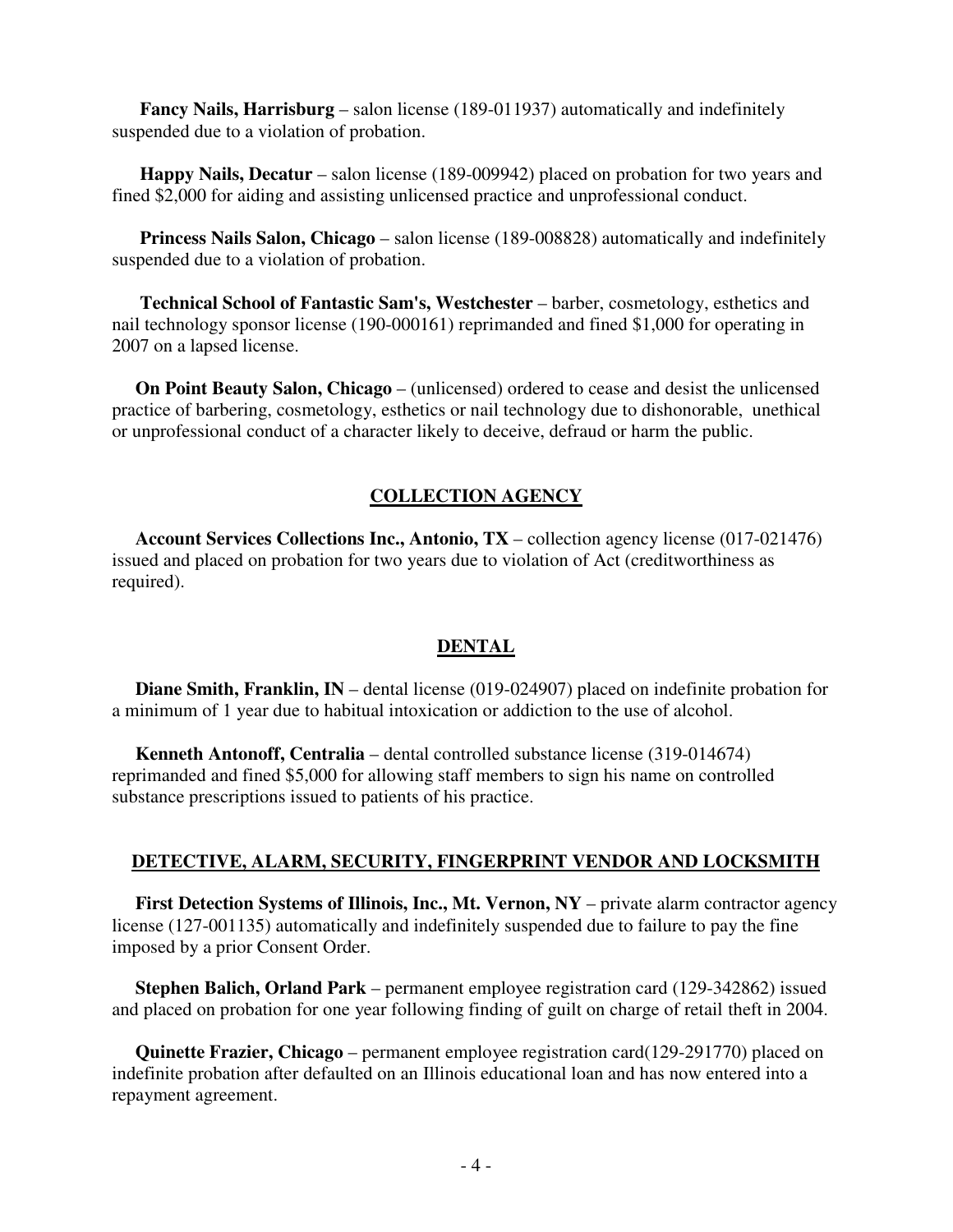**Fancy Nails, Harrisburg** – salon license (189-011937) automatically and indefinitely suspended due to a violation of probation.

**Happy Nails, Decatur** – salon license (189-009942) placed on probation for two years and fined $2,000 for aiding and assisting unlicensed practice and unprofessional conduct.

**Princess Nails Salon, Chicago** – salon license (189-008828) automatically and indefinitely suspended due to a violation of probation.

**Technical School of Fantastic Sam's, Westchester** – barber, cosmetology, esthetics and nail technology sponsor license (190-000161) reprimanded and fined $1,000 for operating in 2007 on a lapsed license.

**On Point Beauty Salon, Chicago** – (unlicensed) ordered to cease and desist the unlicensed practice of barbering, cosmetology, esthetics or nail technology due to dishonorable, unethical or unprofessional conduct of a character likely to deceive, defraud or harm the public.

## COLLECTION AGENCY

**Account Services Collections Inc., Antonio, TX** – collection agency license (017-021476) issued and placed on probation for two years due to violation of Act (creditworthiness as required).

## DENTAL

**Diane Smith, Franklin, IN** – dental license (019-024907) placed on indefinite probation for a minimum of 1 year due to habitual intoxication or addiction to the use of alcohol.

**Kenneth Antonoff, Centralia** – dental controlled substance license (319-014674) reprimanded and fined $5,000 for allowing staff members to sign his name on controlled substance prescriptions issued to patients of his practice.

## DETECTIVE, ALARM, SECURITY, FINGERPRINT VENDOR AND LOCKSMITH

**First Detection Systems of Illinois, Inc., Mt. Vernon, NY** – private alarm contractor agency license (127-001135) automatically and indefinitely suspended due to failure to pay the fine imposed by a prior Consent Order.

**Stephen Balich, Orland Park** – permanent employee registration card (129-342862) issued and placed on probation for one year following finding of guilt on charge of retail theft in 2004.

**Quinette Frazier, Chicago** – permanent employee registration card(129-291770) placed on indefinite probation after defaulted on an Illinois educational loan and has now entered into a repayment agreement.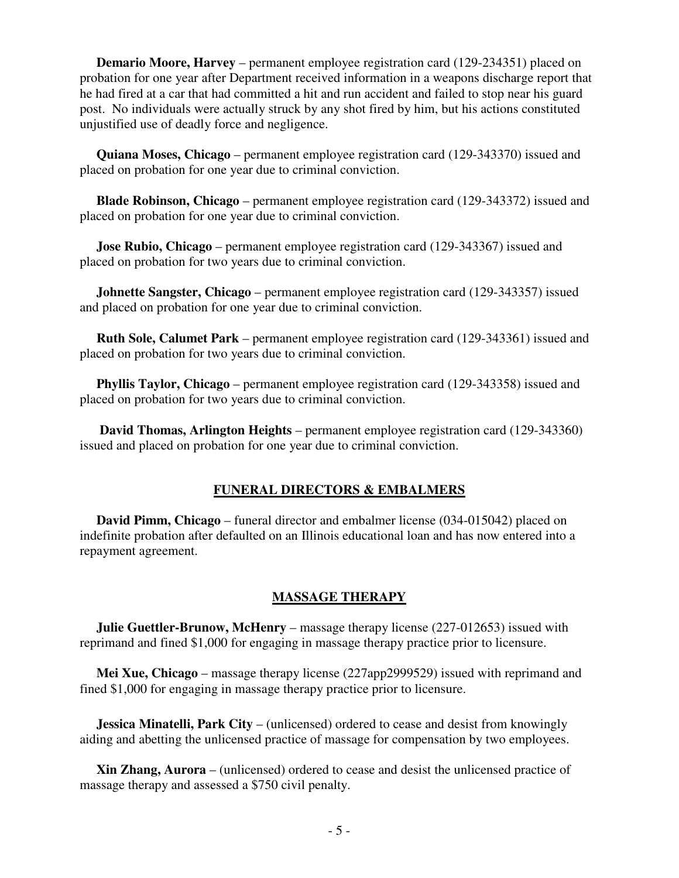**Demario Moore, Harvey** – permanent employee registration card (129-234351) placed on probation for one year after Department received information in a weapons discharge report that he had fired at a car that had committed a hit and run accident and failed to stop near his guard post. No individuals were actually struck by any shot fired by him, but his actions constituted unjustified use of deadly force and negligence.

**Quiana Moses, Chicago** – permanent employee registration card (129-343370) issued and placed on probation for one year due to criminal conviction.

**Blade Robinson, Chicago** – permanent employee registration card (129-343372) issued and placed on probation for one year due to criminal conviction.

**Jose Rubio, Chicago** – permanent employee registration card (129-343367) issued and placed on probation for two years due to criminal conviction.

**Johnette Sangster, Chicago** – permanent employee registration card (129-343357) issued and placed on probation for one year due to criminal conviction.

**Ruth Sole, Calumet Park** – permanent employee registration card (129-343361) issued and placed on probation for two years due to criminal conviction.

**Phyllis Taylor, Chicago** – permanent employee registration card (129-343358) issued and placed on probation for two years due to criminal conviction.

**David Thomas, Arlington Heights** – permanent employee registration card (129-343360) issued and placed on probation for one year due to criminal conviction.

## FUNERAL DIRECTORS & EMBALMERS

**David Pimm, Chicago** – funeral director and embalmer license (034-015042) placed on indefinite probation after defaulted on an Illinois educational loan and has now entered into a repayment agreement.

## MASSAGE THERAPY

**Julie Guettler-Brunow, McHenry** – massage therapy license (227-012653) issued with reprimand and fined $1,000 for engaging in massage therapy practice prior to licensure.

**Mei Xue, Chicago** – massage therapy license (227app2999529) issued with reprimand and fined $1,000 for engaging in massage therapy practice prior to licensure.

**Jessica Minatelli, Park City** – (unlicensed) ordered to cease and desist from knowingly aiding and abetting the unlicensed practice of massage for compensation by two employees.

**Xin Zhang, Aurora** – (unlicensed) ordered to cease and desist the unlicensed practice of massage therapy and assessed a $750 civil penalty.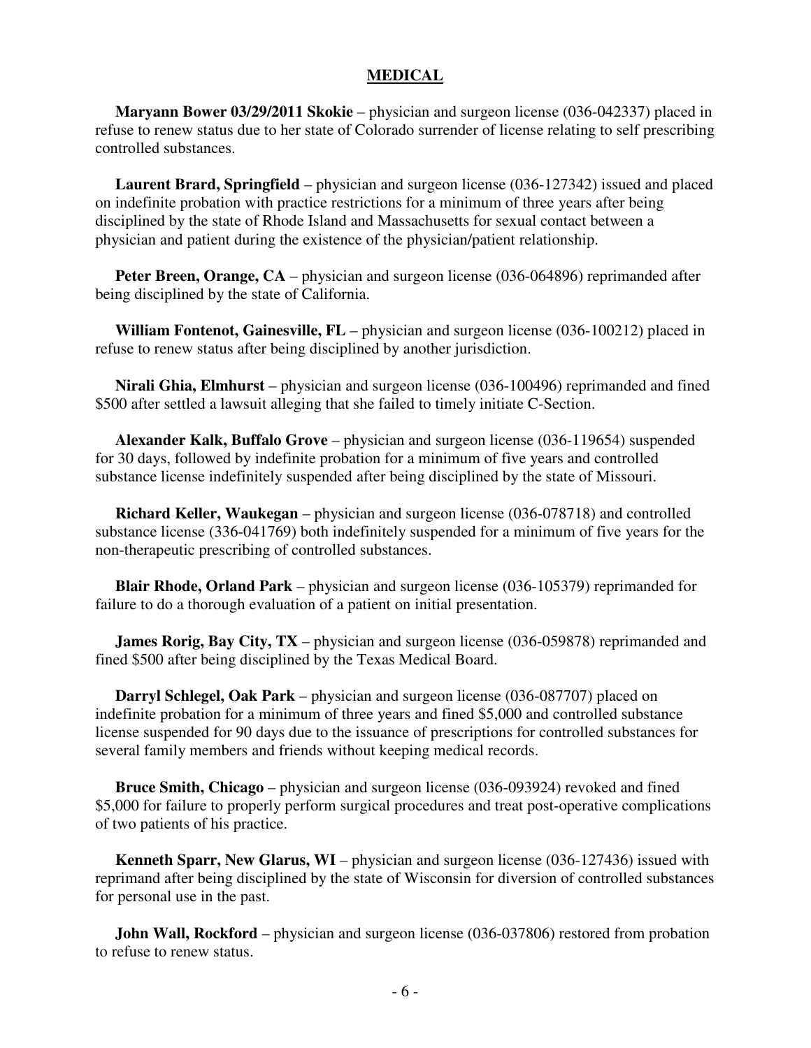## MEDICAL

**Maryann Bower 03/29/2011 Skokie** – physician and surgeon license (036-042337) placed in refuse to renew status due to her state of Colorado surrender of license relating to self prescribing controlled substances.

**Laurent Brard, Springfield** – physician and surgeon license (036-127342) issued and placed on indefinite probation with practice restrictions for a minimum of three years after being disciplined by the state of Rhode Island and Massachusetts for sexual contact between a physician and patient during the existence of the physician/patient relationship.

**Peter Breen, Orange, CA** – physician and surgeon license (036-064896) reprimanded after being disciplined by the state of California.

**William Fontenot, Gainesville, FL** – physician and surgeon license (036-100212) placed in refuse to renew status after being disciplined by another jurisdiction.

**Nirali Ghia, Elmhurst** – physician and surgeon license (036-100496) reprimanded and fined $500 after settled a lawsuit alleging that she failed to timely initiate C-Section.

**Alexander Kalk, Buffalo Grove** – physician and surgeon license (036-119654) suspended for 30 days, followed by indefinite probation for a minimum of five years and controlled substance license indefinitely suspended after being disciplined by the state of Missouri.

**Richard Keller, Waukegan** – physician and surgeon license (036-078718) and controlled substance license (336-041769) both indefinitely suspended for a minimum of five years for the non-therapeutic prescribing of controlled substances.

**Blair Rhode, Orland Park** – physician and surgeon license (036-105379) reprimanded for failure to do a thorough evaluation of a patient on initial presentation.

**James Rorig, Bay City, TX** – physician and surgeon license (036-059878) reprimanded and fined $500 after being disciplined by the Texas Medical Board.

**Darryl Schlegel, Oak Park** – physician and surgeon license (036-087707) placed on indefinite probation for a minimum of three years and fined $5,000 and controlled substance license suspended for 90 days due to the issuance of prescriptions for controlled substances for several family members and friends without keeping medical records.

**Bruce Smith, Chicago** – physician and surgeon license (036-093924) revoked and fined $5,000 for failure to properly perform surgical procedures and treat post-operative complications of two patients of his practice.

**Kenneth Sparr, New Glarus, WI** – physician and surgeon license (036-127436) issued with reprimand after being disciplined by the state of Wisconsin for diversion of controlled substances for personal use in the past.

**John Wall, Rockford** – physician and surgeon license (036-037806) restored from probation to refuse to renew status.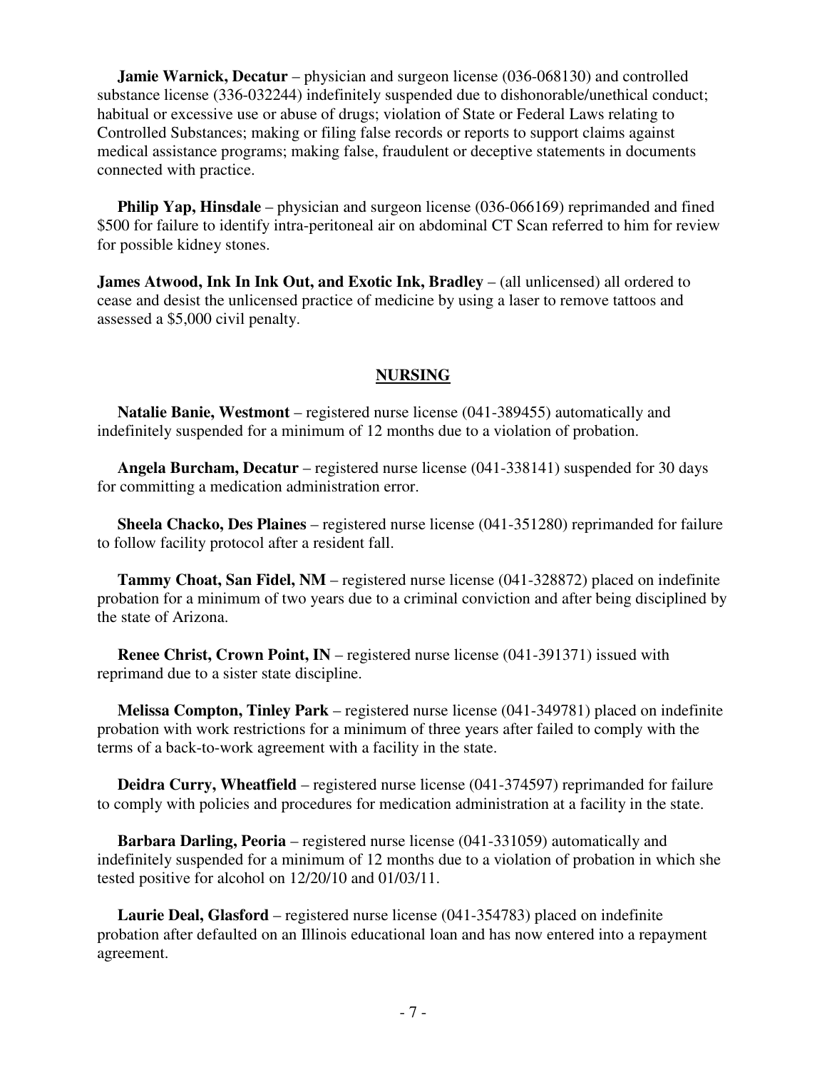**Jamie Warnick, Decatur** – physician and surgeon license (036-068130) and controlled substance license (336-032244) indefinitely suspended due to dishonorable/unethical conduct; habitual or excessive use or abuse of drugs; violation of State or Federal Laws relating to Controlled Substances; making or filing false records or reports to support claims against medical assistance programs; making false, fraudulent or deceptive statements in documents connected with practice.

**Philip Yap, Hinsdale** – physician and surgeon license (036-066169) reprimanded and fined $500 for failure to identify intra-peritoneal air on abdominal CT Scan referred to him for review for possible kidney stones.

**James Atwood, Ink In Ink Out, and Exotic Ink, Bradley** – (all unlicensed) all ordered to cease and desist the unlicensed practice of medicine by using a laser to remove tattoos and assessed a $5,000 civil penalty.

## NURSING

**Natalie Banie, Westmont** – registered nurse license (041-389455) automatically and indefinitely suspended for a minimum of 12 months due to a violation of probation.

**Angela Burcham, Decatur** – registered nurse license (041-338141) suspended for 30 days for committing a medication administration error.

**Sheela Chacko, Des Plaines** – registered nurse license (041-351280) reprimanded for failure to follow facility protocol after a resident fall.

**Tammy Choat, San Fidel, NM** – registered nurse license (041-328872) placed on indefinite probation for a minimum of two years due to a criminal conviction and after being disciplined by the state of Arizona.

**Renee Christ, Crown Point, IN** – registered nurse license (041-391371) issued with reprimand due to a sister state discipline.

**Melissa Compton, Tinley Park** – registered nurse license (041-349781) placed on indefinite probation with work restrictions for a minimum of three years after failed to comply with the terms of a back-to-work agreement with a facility in the state.

**Deidra Curry, Wheatfield** – registered nurse license (041-374597) reprimanded for failure to comply with policies and procedures for medication administration at a facility in the state.

**Barbara Darling, Peoria** – registered nurse license (041-331059) automatically and indefinitely suspended for a minimum of 12 months due to a violation of probation in which she tested positive for alcohol on 12/20/10 and 01/03/11.

**Laurie Deal, Glasford** – registered nurse license (041-354783) placed on indefinite probation after defaulted on an Illinois educational loan and has now entered into a repayment agreement.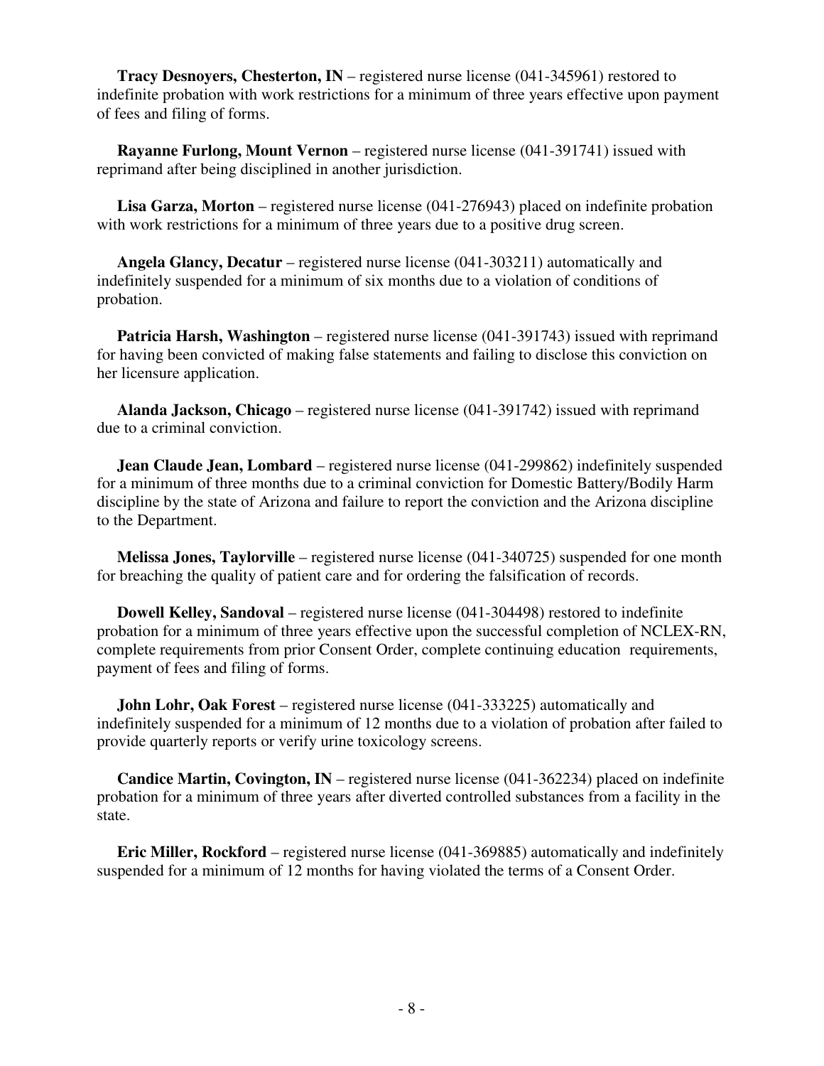**Tracy Desnoyers, Chesterton, IN** – registered nurse license (041-345961) restored to indefinite probation with work restrictions for a minimum of three years effective upon payment of fees and filing of forms.

**Rayanne Furlong, Mount Vernon** – registered nurse license (041-391741) issued with reprimand after being disciplined in another jurisdiction.

**Lisa Garza, Morton** – registered nurse license (041-276943) placed on indefinite probation with work restrictions for a minimum of three years due to a positive drug screen.

**Angela Glancy, Decatur** – registered nurse license (041-303211) automatically and indefinitely suspended for a minimum of six months due to a violation of conditions of probation.

**Patricia Harsh, Washington** – registered nurse license (041-391743) issued with reprimand for having been convicted of making false statements and failing to disclose this conviction on her licensure application.

**Alanda Jackson, Chicago** – registered nurse license (041-391742) issued with reprimand due to a criminal conviction.

**Jean Claude Jean, Lombard** – registered nurse license (041-299862) indefinitely suspended for a minimum of three months due to a criminal conviction for Domestic Battery/Bodily Harm discipline by the state of Arizona and failure to report the conviction and the Arizona discipline to the Department.

**Melissa Jones, Taylorville** – registered nurse license (041-340725) suspended for one month for breaching the quality of patient care and for ordering the falsification of records.

**Dowell Kelley, Sandoval** – registered nurse license (041-304498) restored to indefinite probation for a minimum of three years effective upon the successful completion of NCLEX-RN, complete requirements from prior Consent Order, complete continuing education requirements, payment of fees and filing of forms.

**John Lohr, Oak Forest** – registered nurse license (041-333225) automatically and indefinitely suspended for a minimum of 12 months due to a violation of probation after failed to provide quarterly reports or verify urine toxicology screens.

**Candice Martin, Covington, IN** – registered nurse license (041-362234) placed on indefinite probation for a minimum of three years after diverted controlled substances from a facility in the state.

**Eric Miller, Rockford** – registered nurse license (041-369885) automatically and indefinitely suspended for a minimum of 12 months for having violated the terms of a Consent Order.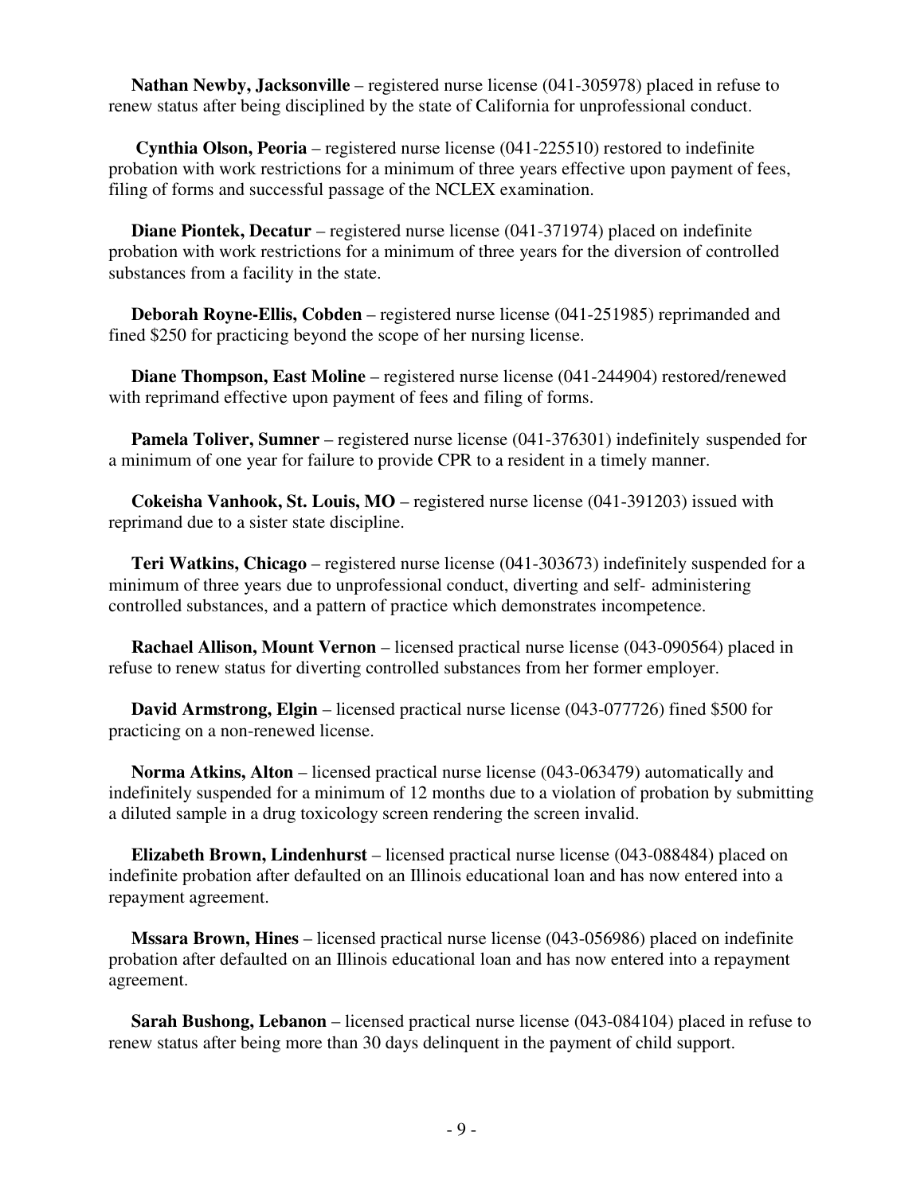**Nathan Newby, Jacksonville** – registered nurse license (041-305978) placed in refuse to renew status after being disciplined by the state of California for unprofessional conduct.

**Cynthia Olson, Peoria** – registered nurse license (041-225510) restored to indefinite probation with work restrictions for a minimum of three years effective upon payment of fees, filing of forms and successful passage of the NCLEX examination.

**Diane Piontek, Decatur** – registered nurse license (041-371974) placed on indefinite probation with work restrictions for a minimum of three years for the diversion of controlled substances from a facility in the state.

**Deborah Royne-Ellis, Cobden** – registered nurse license (041-251985) reprimanded and fined $250 for practicing beyond the scope of her nursing license.

**Diane Thompson, East Moline** – registered nurse license (041-244904) restored/renewed with reprimand effective upon payment of fees and filing of forms.

**Pamela Toliver, Sumner** – registered nurse license (041-376301) indefinitely suspended for a minimum of one year for failure to provide CPR to a resident in a timely manner.

**Cokeisha Vanhook, St. Louis, MO** – registered nurse license (041-391203) issued with reprimand due to a sister state discipline.

**Teri Watkins, Chicago** – registered nurse license (041-303673) indefinitely suspended for a minimum of three years due to unprofessional conduct, diverting and self- administering controlled substances, and a pattern of practice which demonstrates incompetence.

**Rachael Allison, Mount Vernon** – licensed practical nurse license (043-090564) placed in refuse to renew status for diverting controlled substances from her former employer.

**David Armstrong, Elgin** – licensed practical nurse license (043-077726) fined $500 for practicing on a non-renewed license.

**Norma Atkins, Alton** – licensed practical nurse license (043-063479) automatically and indefinitely suspended for a minimum of 12 months due to a violation of probation by submitting a diluted sample in a drug toxicology screen rendering the screen invalid.

**Elizabeth Brown, Lindenhurst** – licensed practical nurse license (043-088484) placed on indefinite probation after defaulted on an Illinois educational loan and has now entered into a repayment agreement.

**Mssara Brown, Hines** – licensed practical nurse license (043-056986) placed on indefinite probation after defaulted on an Illinois educational loan and has now entered into a repayment agreement.

**Sarah Bushong, Lebanon** – licensed practical nurse license (043-084104) placed in refuse to renew status after being more than 30 days delinquent in the payment of child support.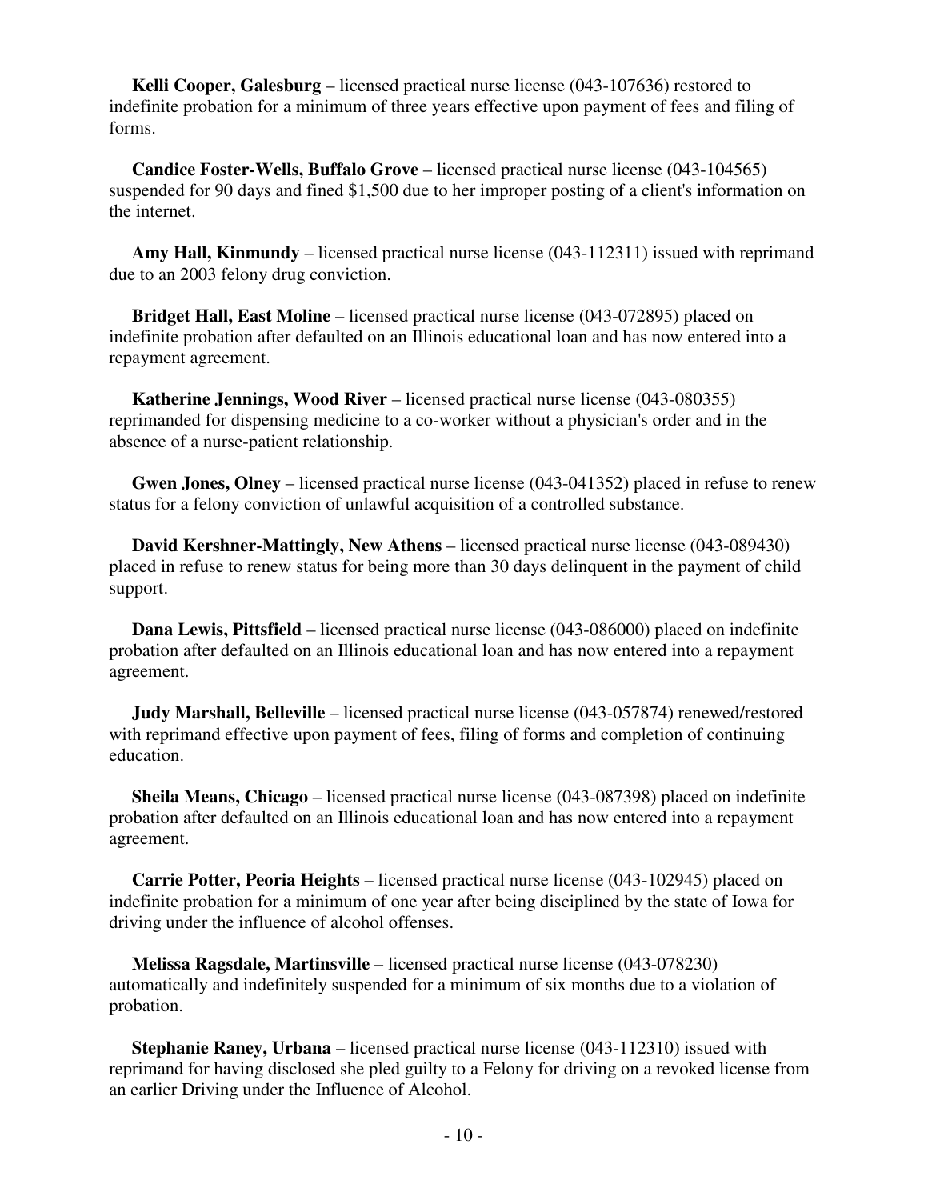**Kelli Cooper, Galesburg** – licensed practical nurse license (043-107636) restored to indefinite probation for a minimum of three years effective upon payment of fees and filing of forms.

**Candice Foster-Wells, Buffalo Grove** – licensed practical nurse license (043-104565) suspended for 90 days and fined $1,500 due to her improper posting of a client's information on the internet.

**Amy Hall, Kinmundy** – licensed practical nurse license (043-112311) issued with reprimand due to an 2003 felony drug conviction.

**Bridget Hall, East Moline** – licensed practical nurse license (043-072895) placed on indefinite probation after defaulted on an Illinois educational loan and has now entered into a repayment agreement.

**Katherine Jennings, Wood River** – licensed practical nurse license (043-080355) reprimanded for dispensing medicine to a co-worker without a physician's order and in the absence of a nurse-patient relationship.

**Gwen Jones, Olney** – licensed practical nurse license (043-041352) placed in refuse to renew status for a felony conviction of unlawful acquisition of a controlled substance.

**David Kershner-Mattingly, New Athens** – licensed practical nurse license (043-089430) placed in refuse to renew status for being more than 30 days delinquent in the payment of child support.

**Dana Lewis, Pittsfield** – licensed practical nurse license (043-086000) placed on indefinite probation after defaulted on an Illinois educational loan and has now entered into a repayment agreement.

**Judy Marshall, Belleville** – licensed practical nurse license (043-057874) renewed/restored with reprimand effective upon payment of fees, filing of forms and completion of continuing education.

**Sheila Means, Chicago** – licensed practical nurse license (043-087398) placed on indefinite probation after defaulted on an Illinois educational loan and has now entered into a repayment agreement.

**Carrie Potter, Peoria Heights** – licensed practical nurse license (043-102945) placed on indefinite probation for a minimum of one year after being disciplined by the state of Iowa for driving under the influence of alcohol offenses.

**Melissa Ragsdale, Martinsville** – licensed practical nurse license (043-078230) automatically and indefinitely suspended for a minimum of six months due to a violation of probation.

**Stephanie Raney, Urbana** – licensed practical nurse license (043-112310) issued with reprimand for having disclosed she pled guilty to a Felony for driving on a revoked license from an earlier Driving under the Influence of Alcohol.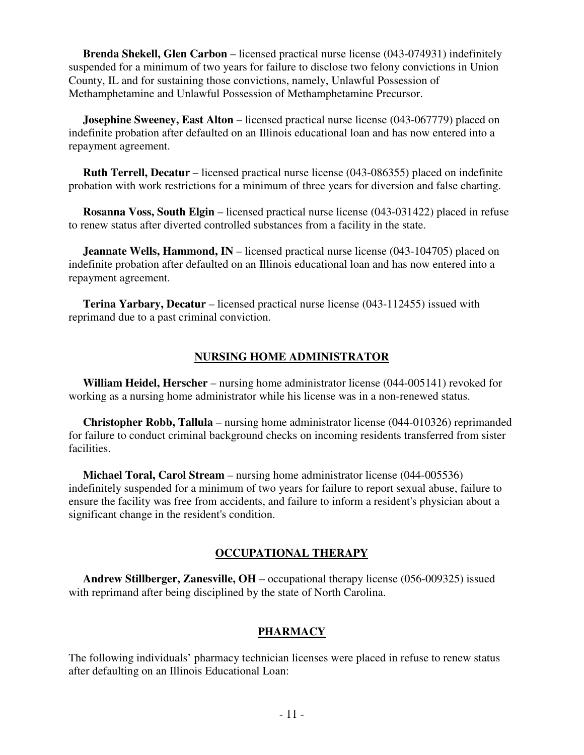**Brenda Shekell, Glen Carbon** – licensed practical nurse license (043-074931) indefinitely suspended for a minimum of two years for failure to disclose two felony convictions in Union County, IL and for sustaining those convictions, namely, Unlawful Possession of Methamphetamine and Unlawful Possession of Methamphetamine Precursor.

**Josephine Sweeney, East Alton** – licensed practical nurse license (043-067779) placed on indefinite probation after defaulted on an Illinois educational loan and has now entered into a repayment agreement.

**Ruth Terrell, Decatur** – licensed practical nurse license (043-086355) placed on indefinite probation with work restrictions for a minimum of three years for diversion and false charting.

**Rosanna Voss, South Elgin** – licensed practical nurse license (043-031422) placed in refuse to renew status after diverted controlled substances from a facility in the state.

**Jeannate Wells, Hammond, IN** – licensed practical nurse license (043-104705) placed on indefinite probation after defaulted on an Illinois educational loan and has now entered into a repayment agreement.

**Terina Yarbary, Decatur** – licensed practical nurse license (043-112455) issued with reprimand due to a past criminal conviction.

## NURSING HOME ADMINISTRATOR

**William Heidel, Herscher** – nursing home administrator license (044-005141) revoked for working as a nursing home administrator while his license was in a non-renewed status.

**Christopher Robb, Tallula** – nursing home administrator license (044-010326) reprimanded for failure to conduct criminal background checks on incoming residents transferred from sister facilities.

**Michael Toral, Carol Stream** – nursing home administrator license (044-005536) indefinitely suspended for a minimum of two years for failure to report sexual abuse, failure to ensure the facility was free from accidents, and failure to inform a resident's physician about a significant change in the resident's condition.

## OCCUPATIONAL THERAPY

**Andrew Stillberger, Zanesville, OH** – occupational therapy license (056-009325) issued with reprimand after being disciplined by the state of North Carolina.

## PHARMACY

The following individuals' pharmacy technician licenses were placed in refuse to renew status after defaulting on an Illinois Educational Loan: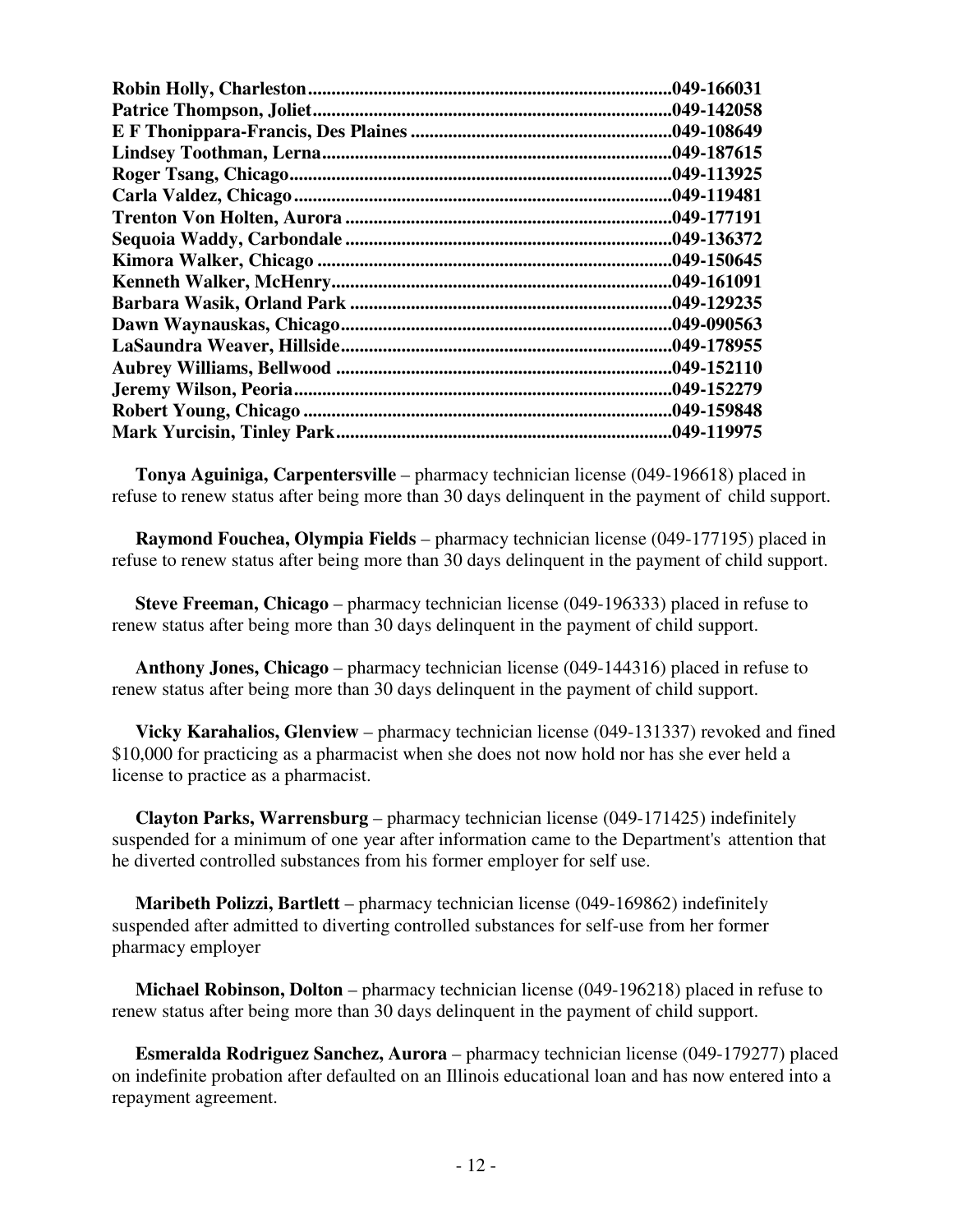**Robin Holly, Charleston............................................................................049-166031**
**Patrice Thompson, Joliet...........................................................................049-142058**
**E F Thonippara-Francis, Des Plaines .......................................................049-108649**
**Lindsey Toothman, Lerna..........................................................................049-187615**
**Roger Tsang, Chicago.................................................................................049-113925**
**Carla Valdez, Chicago................................................................................049-119481**
**Trenton Von Holten, Aurora .....................................................................049-177191**
**Sequoia Waddy, Carbondale .....................................................................049-136372**
**Kimora Walker, Chicago ...........................................................................049-150645**
**Kenneth Walker, McHenry........................................................................049-161091**
**Barbara Wasik, Orland Park ....................................................................049-129235**
**Dawn Waynauskas, Chicago......................................................................049-090563**
**LaSaundra Weaver, Hillside.....................................................................049-178955**
**Aubrey Williams, Bellwood ......................................................................049-152110**
**Jeremy Wilson, Peoria...............................................................................049-152279**
**Robert Young, Chicago .............................................................................049-159848**
**Mark Yurcisin, Tinley Park......................................................................049-119975**

**Tonya Aguiniga, Carpentersville** – pharmacy technician license (049-196618) placed in refuse to renew status after being more than 30 days delinquent in the payment of child support.

**Raymond Fouchea, Olympia Fields** – pharmacy technician license (049-177195) placed in refuse to renew status after being more than 30 days delinquent in the payment of child support.

**Steve Freeman, Chicago** – pharmacy technician license (049-196333) placed in refuse to renew status after being more than 30 days delinquent in the payment of child support.

**Anthony Jones, Chicago** – pharmacy technician license (049-144316) placed in refuse to renew status after being more than 30 days delinquent in the payment of child support.

**Vicky Karahalios, Glenview** – pharmacy technician license (049-131337) revoked and fined $10,000 for practicing as a pharmacist when she does not now hold nor has she ever held a license to practice as a pharmacist.

**Clayton Parks, Warrensburg** – pharmacy technician license (049-171425) indefinitely suspended for a minimum of one year after information came to the Department's attention that he diverted controlled substances from his former employer for self use.

**Maribeth Polizzi, Bartlett** – pharmacy technician license (049-169862) indefinitely suspended after admitted to diverting controlled substances for self-use from her former pharmacy employer

**Michael Robinson, Dolton** – pharmacy technician license (049-196218) placed in refuse to renew status after being more than 30 days delinquent in the payment of child support.

**Esmeralda Rodriguez Sanchez, Aurora** – pharmacy technician license (049-179277) placed on indefinite probation after defaulted on an Illinois educational loan and has now entered into a repayment agreement.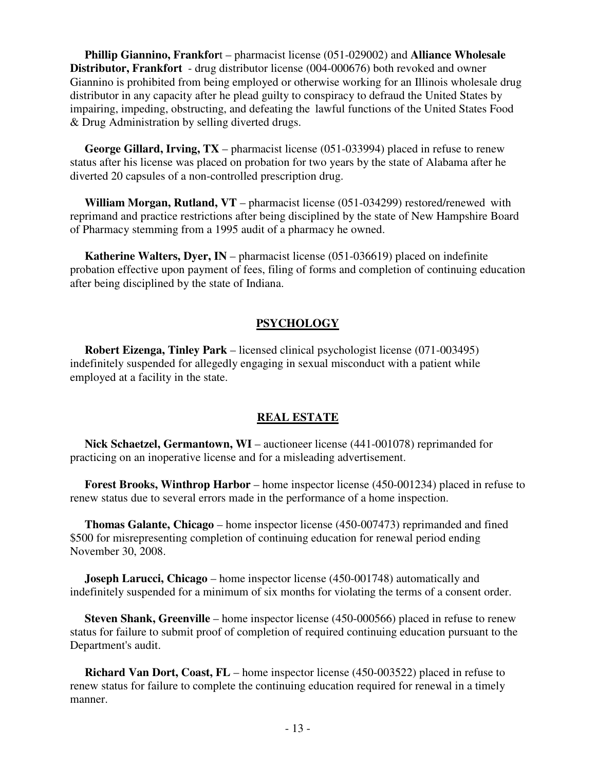**Phillip Giannino, Frankfort** – pharmacist license (051-029002) and **Alliance Wholesale Distributor, Frankfort** - drug distributor license (004-000676) both revoked and owner Giannino is prohibited from being employed or otherwise working for an Illinois wholesale drug distributor in any capacity after he plead guilty to conspiracy to defraud the United States by impairing, impeding, obstructing, and defeating the lawful functions of the United States Food & Drug Administration by selling diverted drugs.

**George Gillard, Irving, TX** – pharmacist license (051-033994) placed in refuse to renew status after his license was placed on probation for two years by the state of Alabama after he diverted 20 capsules of a non-controlled prescription drug.

**William Morgan, Rutland, VT** – pharmacist license (051-034299) restored/renewed with reprimand and practice restrictions after being disciplined by the state of New Hampshire Board of Pharmacy stemming from a 1995 audit of a pharmacy he owned.

**Katherine Walters, Dyer, IN** – pharmacist license (051-036619) placed on indefinite probation effective upon payment of fees, filing of forms and completion of continuing education after being disciplined by the state of Indiana.

## PSYCHOLOGY

**Robert Eizenga, Tinley Park** – licensed clinical psychologist license (071-003495) indefinitely suspended for allegedly engaging in sexual misconduct with a patient while employed at a facility in the state.

## REAL ESTATE

**Nick Schaetzel, Germantown, WI** – auctioneer license (441-001078) reprimanded for practicing on an inoperative license and for a misleading advertisement.

**Forest Brooks, Winthrop Harbor** – home inspector license (450-001234) placed in refuse to renew status due to several errors made in the performance of a home inspection.

**Thomas Galante, Chicago** – home inspector license (450-007473) reprimanded and fined $500 for misrepresenting completion of continuing education for renewal period ending November 30, 2008.

**Joseph Larucci, Chicago** – home inspector license (450-001748) automatically and indefinitely suspended for a minimum of six months for violating the terms of a consent order.

**Steven Shank, Greenville** – home inspector license (450-000566) placed in refuse to renew status for failure to submit proof of completion of required continuing education pursuant to the Department's audit.

**Richard Van Dort, Coast, FL** – home inspector license (450-003522) placed in refuse to renew status for failure to complete the continuing education required for renewal in a timely manner.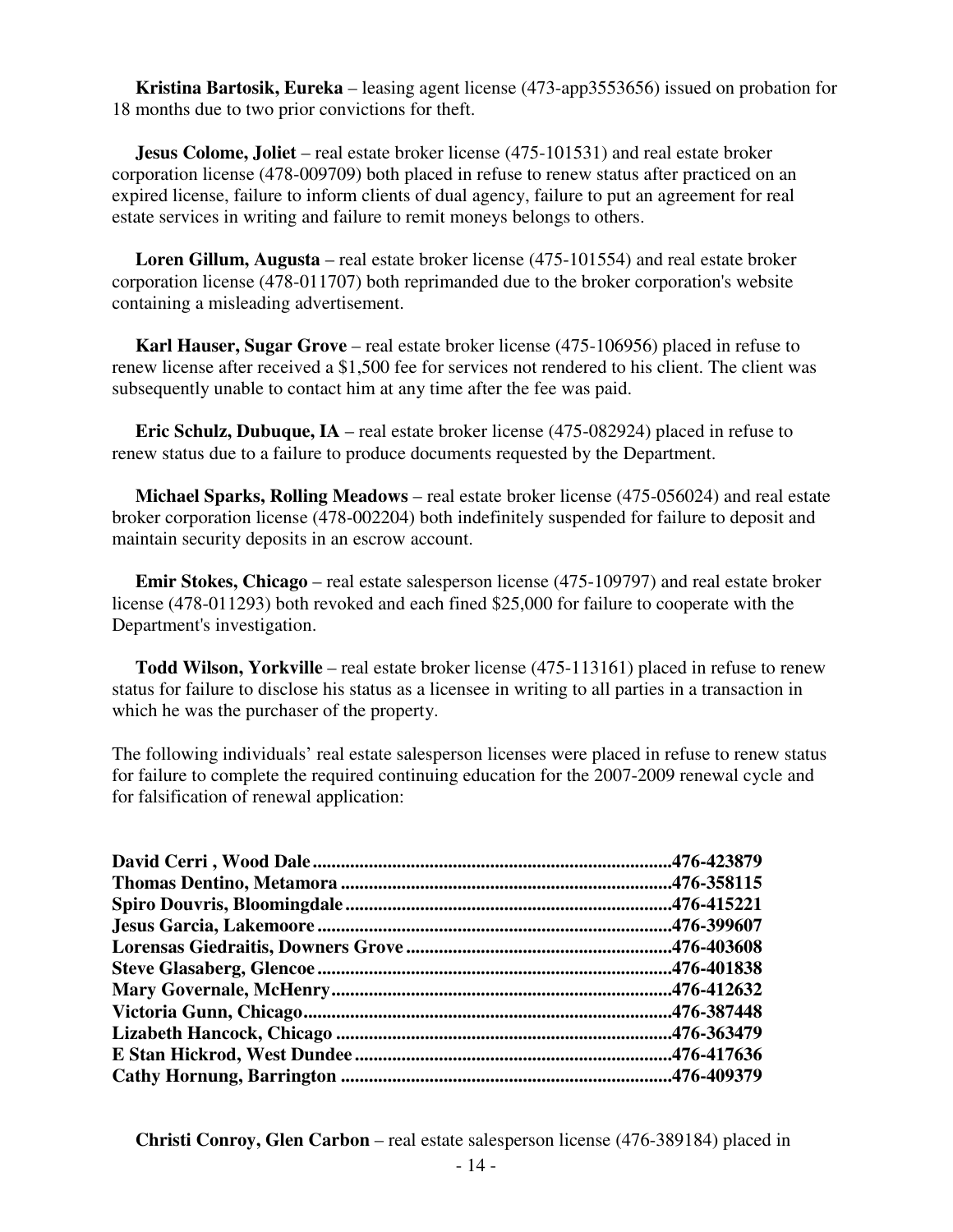**Kristina Bartosik, Eureka** – leasing agent license (473-app3553656) issued on probation for 18 months due to two prior convictions for theft.

**Jesus Colome, Joliet** – real estate broker license (475-101531) and real estate broker corporation license (478-009709) both placed in refuse to renew status after practiced on an expired license, failure to inform clients of dual agency, failure to put an agreement for real estate services in writing and failure to remit moneys belongs to others.

**Loren Gillum, Augusta** – real estate broker license (475-101554) and real estate broker corporation license (478-011707) both reprimanded due to the broker corporation's website containing a misleading advertisement.

**Karl Hauser, Sugar Grove** – real estate broker license (475-106956) placed in refuse to renew license after received a $1,500 fee for services not rendered to his client. The client was subsequently unable to contact him at any time after the fee was paid.

**Eric Schulz, Dubuque, IA** – real estate broker license (475-082924) placed in refuse to renew status due to a failure to produce documents requested by the Department.

**Michael Sparks, Rolling Meadows** – real estate broker license (475-056024) and real estate broker corporation license (478-002204) both indefinitely suspended for failure to deposit and maintain security deposits in an escrow account.

**Emir Stokes, Chicago** – real estate salesperson license (475-109797) and real estate broker license (478-011293) both revoked and each fined $25,000 for failure to cooperate with the Department's investigation.

**Todd Wilson, Yorkville** – real estate broker license (475-113161) placed in refuse to renew status for failure to disclose his status as a licensee in writing to all parties in a transaction in which he was the purchaser of the property.

The following individuals' real estate salesperson licenses were placed in refuse to renew status for failure to complete the required continuing education for the 2007-2009 renewal cycle and for falsification of renewal application:

**David Cerri , Wood Dale............................................................................476-423879**
**Thomas Dentino, Metamora........................................................................476-358115**
**Spiro Douvris, Bloomingdale.......................................................................476-415221**
**Jesus Garcia, Lakemoore............................................................................476-399607**
**Lorensas Giedraitis, Downers Grove..........................................................476-403608**
**Steve Glasaberg, Glencoe...........................................................................476-401838**
**Mary Governale, McHenry..........................................................................476-412632**
**Victoria Gunn, Chicago...............................................................................476-387448**
**Lizabeth Hancock, Chicago........................................................................476-363479**
**E Stan Hickrod, West Dundee.....................................................................476-417636**
**Cathy Hornung, Barrington.........................................................................476-409379**

**Christi Conroy, Glen Carbon** – real estate salesperson license (476-389184) placed in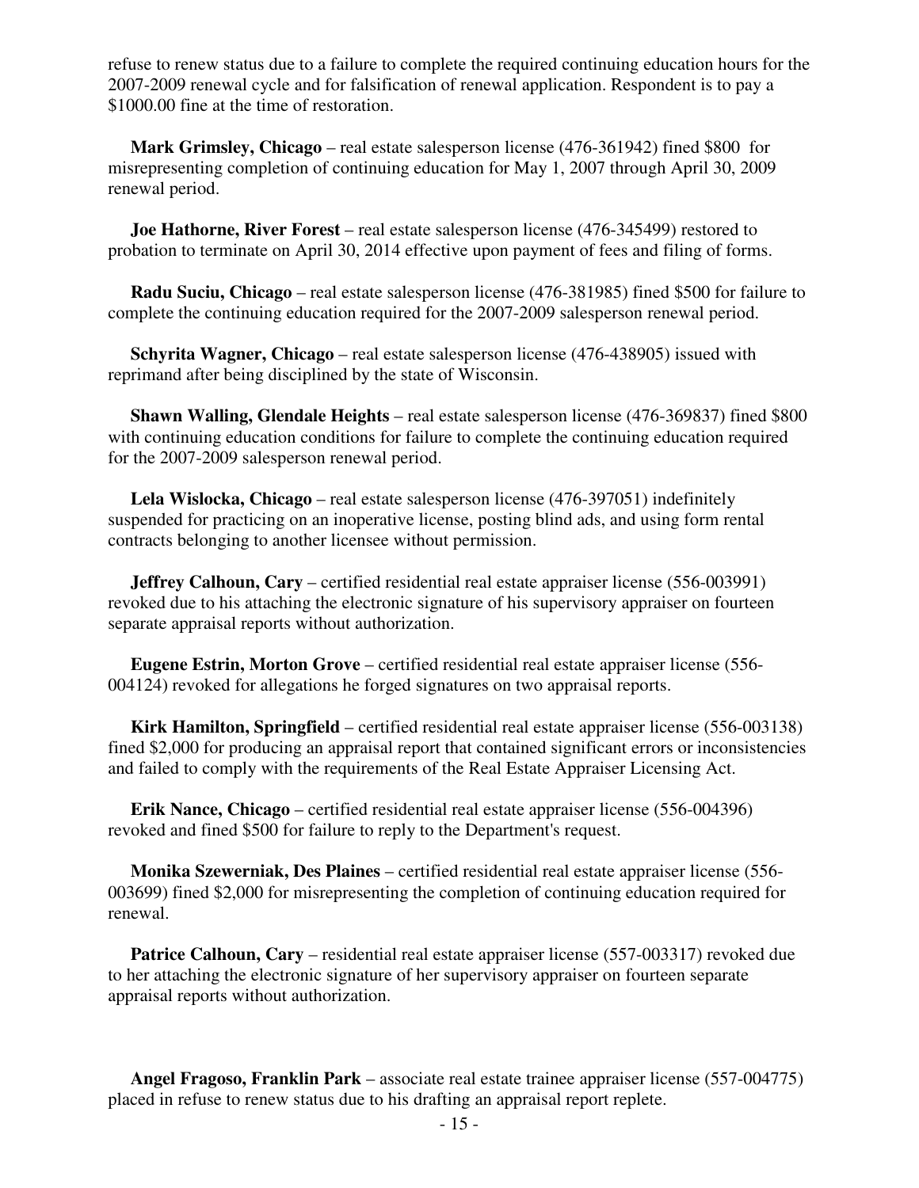refuse to renew status due to a failure to complete the required continuing education hours for the 2007-2009 renewal cycle and for falsification of renewal application. Respondent is to pay a $1000.00 fine at the time of restoration.

**Mark Grimsley, Chicago** – real estate salesperson license (476-361942) fined $800 for misrepresenting completion of continuing education for May 1, 2007 through April 30, 2009 renewal period.

**Joe Hathorne, River Forest** – real estate salesperson license (476-345499) restored to probation to terminate on April 30, 2014 effective upon payment of fees and filing of forms.

**Radu Suciu, Chicago** – real estate salesperson license (476-381985) fined $500 for failure to complete the continuing education required for the 2007-2009 salesperson renewal period.

**Schyrita Wagner, Chicago** – real estate salesperson license (476-438905) issued with reprimand after being disciplined by the state of Wisconsin.

**Shawn Walling, Glendale Heights** – real estate salesperson license (476-369837) fined $800 with continuing education conditions for failure to complete the continuing education required for the 2007-2009 salesperson renewal period.

**Lela Wislocka, Chicago** – real estate salesperson license (476-397051) indefinitely suspended for practicing on an inoperative license, posting blind ads, and using form rental contracts belonging to another licensee without permission.

**Jeffrey Calhoun, Cary** – certified residential real estate appraiser license (556-003991) revoked due to his attaching the electronic signature of his supervisory appraiser on fourteen separate appraisal reports without authorization.

**Eugene Estrin, Morton Grove** – certified residential real estate appraiser license (556-004124) revoked for allegations he forged signatures on two appraisal reports.

**Kirk Hamilton, Springfield** – certified residential real estate appraiser license (556-003138) fined $2,000 for producing an appraisal report that contained significant errors or inconsistencies and failed to comply with the requirements of the Real Estate Appraiser Licensing Act.

**Erik Nance, Chicago** – certified residential real estate appraiser license (556-004396) revoked and fined $500 for failure to reply to the Department's request.

**Monika Szewerniak, Des Plaines** – certified residential real estate appraiser license (556-003699) fined $2,000 for misrepresenting the completion of continuing education required for renewal.

**Patrice Calhoun, Cary** – residential real estate appraiser license (557-003317) revoked due to her attaching the electronic signature of her supervisory appraiser on fourteen separate appraisal reports without authorization.

**Angel Fragoso, Franklin Park** – associate real estate trainee appraiser license (557-004775) placed in refuse to renew status due to his drafting an appraisal report replete.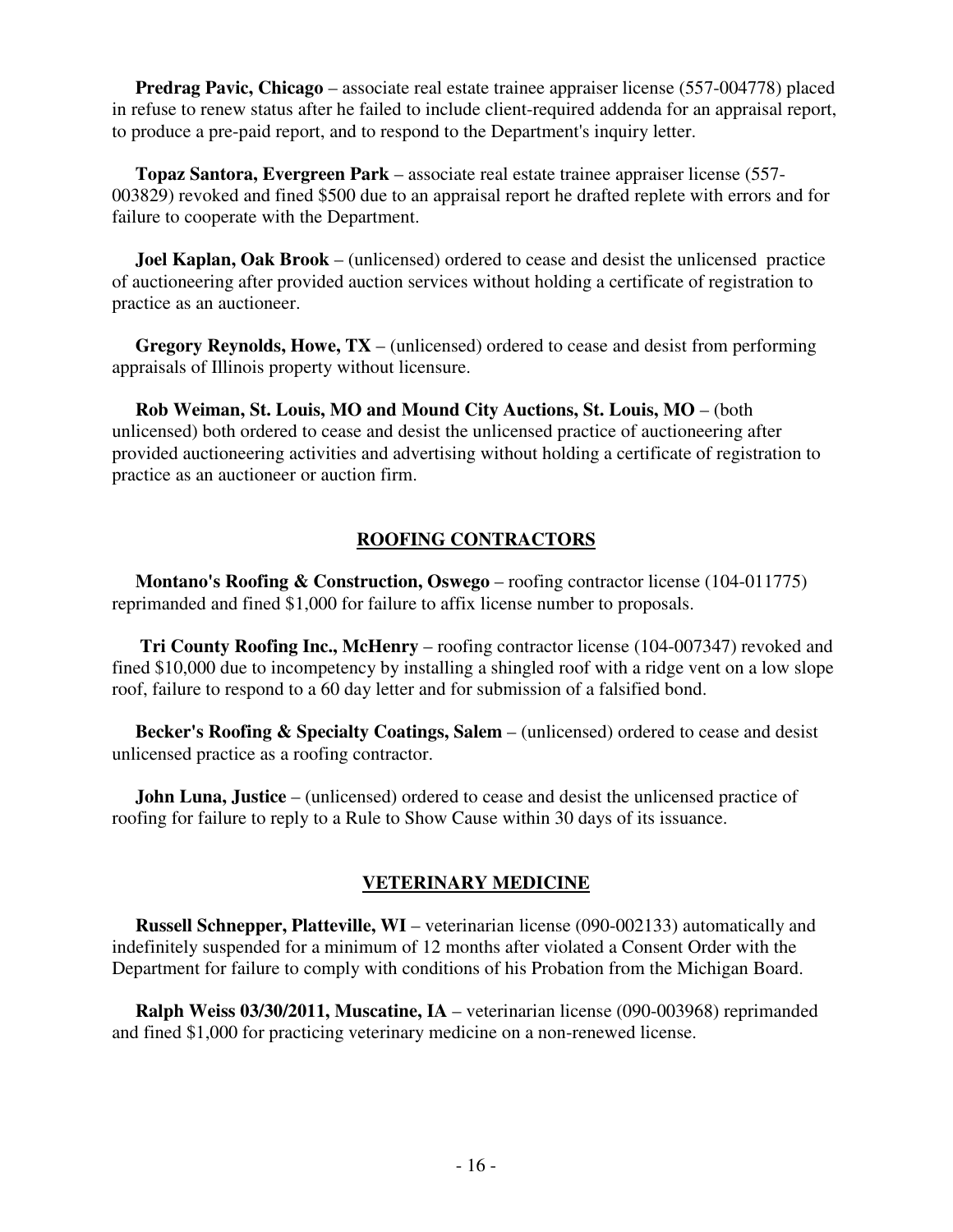**Predrag Pavic, Chicago** – associate real estate trainee appraiser license (557-004778) placed in refuse to renew status after he failed to include client-required addenda for an appraisal report, to produce a pre-paid report, and to respond to the Department's inquiry letter.

**Topaz Santora, Evergreen Park** – associate real estate trainee appraiser license (557-003829) revoked and fined $500 due to an appraisal report he drafted replete with errors and for failure to cooperate with the Department.

**Joel Kaplan, Oak Brook** – (unlicensed) ordered to cease and desist the unlicensed practice of auctioneering after provided auction services without holding a certificate of registration to practice as an auctioneer.

**Gregory Reynolds, Howe, TX** – (unlicensed) ordered to cease and desist from performing appraisals of Illinois property without licensure.

**Rob Weiman, St. Louis, MO and Mound City Auctions, St. Louis, MO** – (both unlicensed) both ordered to cease and desist the unlicensed practice of auctioneering after provided auctioneering activities and advertising without holding a certificate of registration to practice as an auctioneer or auction firm.

## ROOFING CONTRACTORS

**Montano's Roofing & Construction, Oswego** – roofing contractor license (104-011775) reprimanded and fined $1,000 for failure to affix license number to proposals.

**Tri County Roofing Inc., McHenry** – roofing contractor license (104-007347) revoked and fined $10,000 due to incompetency by installing a shingled roof with a ridge vent on a low slope roof, failure to respond to a 60 day letter and for submission of a falsified bond.

**Becker's Roofing & Specialty Coatings, Salem** – (unlicensed) ordered to cease and desist unlicensed practice as a roofing contractor.

**John Luna, Justice** – (unlicensed) ordered to cease and desist the unlicensed practice of roofing for failure to reply to a Rule to Show Cause within 30 days of its issuance.

## VETERINARY MEDICINE

**Russell Schnepper, Platteville, WI** – veterinarian license (090-002133) automatically and indefinitely suspended for a minimum of 12 months after violated a Consent Order with the Department for failure to comply with conditions of his Probation from the Michigan Board.

**Ralph Weiss 03/30/2011, Muscatine, IA** – veterinarian license (090-003968) reprimanded and fined $1,000 for practicing veterinary medicine on a non-renewed license.